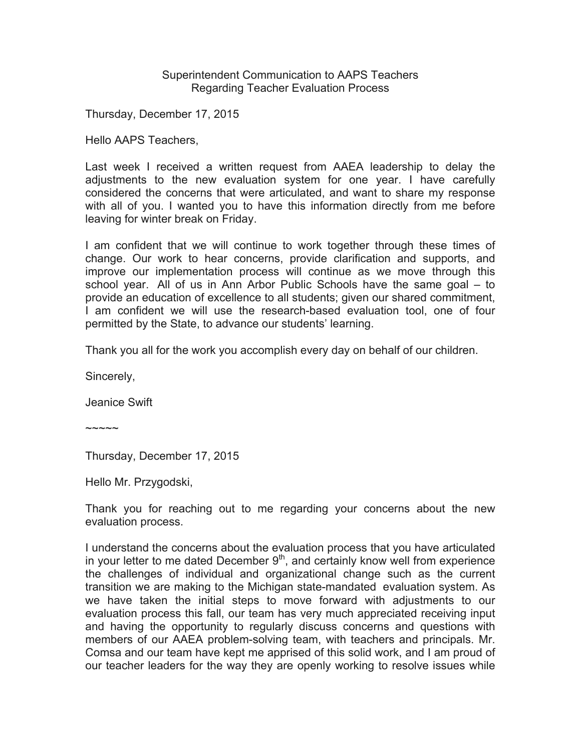Superintendent Communication to AAPS Teachers
Regarding Teacher Evaluation Process

Thursday, December 17, 2015

Hello AAPS Teachers,

Last week I received a written request from AAEA leadership to delay the adjustments to the new evaluation system for one year. I have carefully considered the concerns that were articulated, and want to share my response with all of you. I wanted you to have this information directly from me before leaving for winter break on Friday.

I am confident that we will continue to work together through these times of change. Our work to hear concerns, provide clarification and supports, and improve our implementation process will continue as we move through this school year. All of us in Ann Arbor Public Schools have the same goal – to provide an education of excellence to all students; given our shared commitment, I am confident we will use the research-based evaluation tool, one of four permitted by the State, to advance our students' learning.

Thank you all for the work you accomplish every day on behalf of our children.

Sincerely,

Jeanice Swift

~~~~~

Thursday, December 17, 2015

Hello Mr. Przygodski,

Thank you for reaching out to me regarding your concerns about the new evaluation process.

I understand the concerns about the evaluation process that you have articulated in your letter to me dated December 9th, and certainly know well from experience the challenges of individual and organizational change such as the current transition we are making to the Michigan state-mandated evaluation system. As we have taken the initial steps to move forward with adjustments to our evaluation process this fall, our team has very much appreciated receiving input and having the opportunity to regularly discuss concerns and questions with members of our AAEA problem-solving team, with teachers and principals. Mr. Comsa and our team have kept me apprised of this solid work, and I am proud of our teacher leaders for the way they are openly working to resolve issues while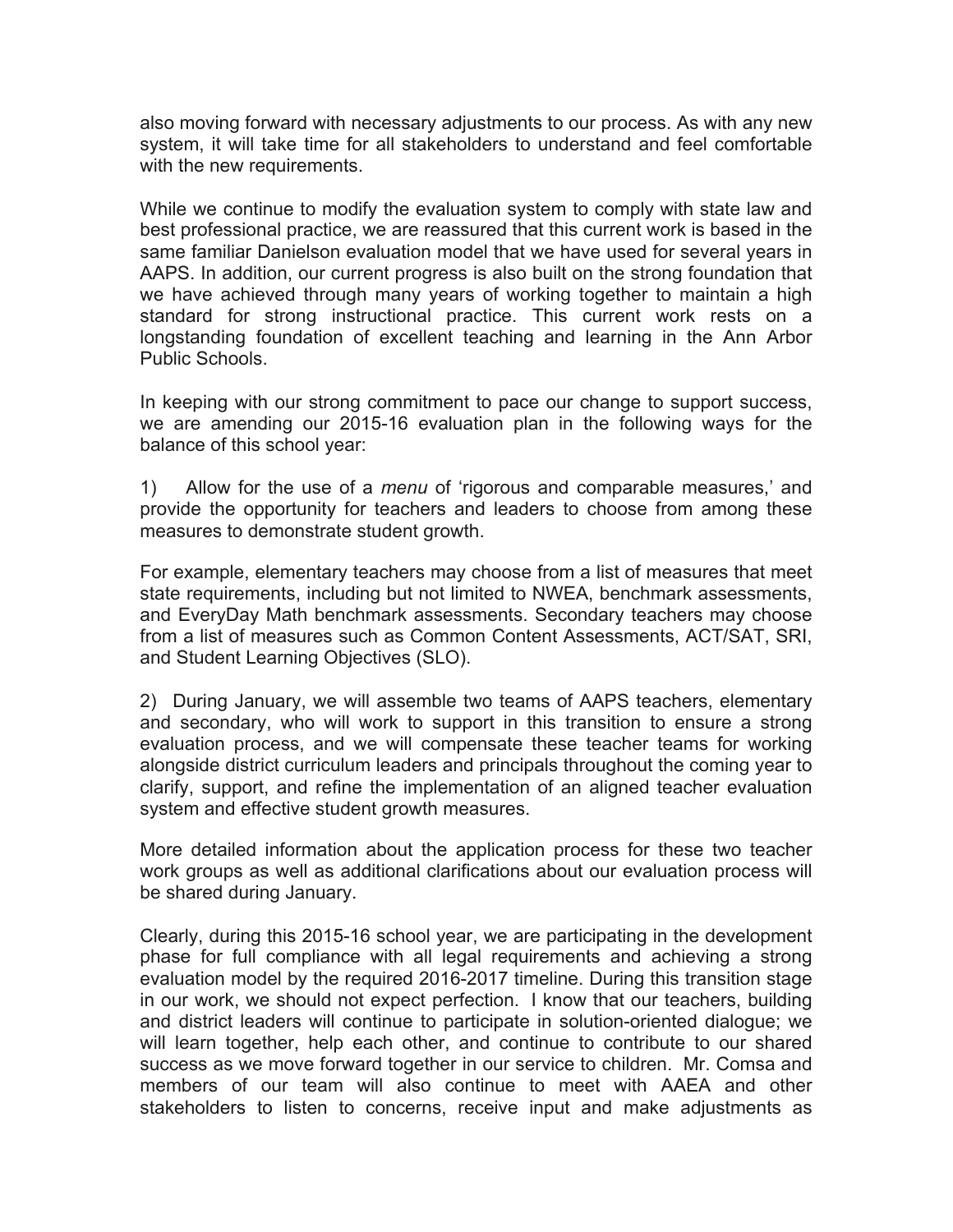also moving forward with necessary adjustments to our process. As with any new system, it will take time for all stakeholders to understand and feel comfortable with the new requirements.

While we continue to modify the evaluation system to comply with state law and best professional practice, we are reassured that this current work is based in the same familiar Danielson evaluation model that we have used for several years in AAPS. In addition, our current progress is also built on the strong foundation that we have achieved through many years of working together to maintain a high standard for strong instructional practice. This current work rests on a longstanding foundation of excellent teaching and learning in the Ann Arbor Public Schools.

In keeping with our strong commitment to pace our change to support success, we are amending our 2015-16 evaluation plan in the following ways for the balance of this school year:

1) Allow for the use of a *menu* of 'rigorous and comparable measures,' and provide the opportunity for teachers and leaders to choose from among these measures to demonstrate student growth.

For example, elementary teachers may choose from a list of measures that meet state requirements, including but not limited to NWEA, benchmark assessments, and EveryDay Math benchmark assessments. Secondary teachers may choose from a list of measures such as Common Content Assessments, ACT/SAT, SRI, and Student Learning Objectives (SLO).

2) During January, we will assemble two teams of AAPS teachers, elementary and secondary, who will work to support in this transition to ensure a strong evaluation process, and we will compensate these teacher teams for working alongside district curriculum leaders and principals throughout the coming year to clarify, support, and refine the implementation of an aligned teacher evaluation system and effective student growth measures.

More detailed information about the application process for these two teacher work groups as well as additional clarifications about our evaluation process will be shared during January.

Clearly, during this 2015-16 school year, we are participating in the development phase for full compliance with all legal requirements and achieving a strong evaluation model by the required 2016-2017 timeline. During this transition stage in our work, we should not expect perfection. I know that our teachers, building and district leaders will continue to participate in solution-oriented dialogue; we will learn together, help each other, and continue to contribute to our shared success as we move forward together in our service to children. Mr. Comsa and members of our team will also continue to meet with AAEA and other stakeholders to listen to concerns, receive input and make adjustments as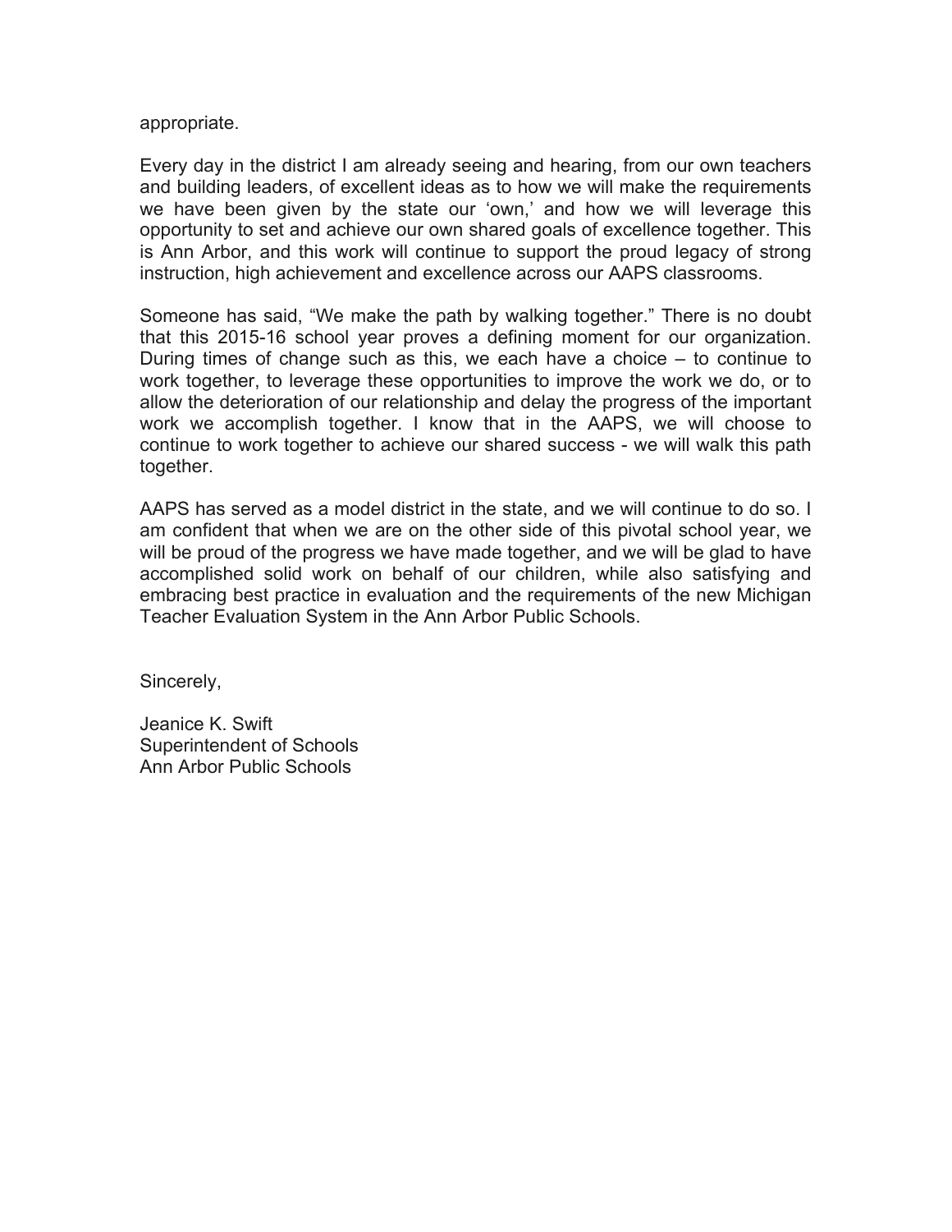appropriate.

Every day in the district I am already seeing and hearing, from our own teachers and building leaders, of excellent ideas as to how we will make the requirements we have been given by the state our 'own,' and how we will leverage this opportunity to set and achieve our own shared goals of excellence together. This is Ann Arbor, and this work will continue to support the proud legacy of strong instruction, high achievement and excellence across our AAPS classrooms.

Someone has said, "We make the path by walking together." There is no doubt that this 2015-16 school year proves a defining moment for our organization. During times of change such as this, we each have a choice – to continue to work together, to leverage these opportunities to improve the work we do, or to allow the deterioration of our relationship and delay the progress of the important work we accomplish together. I know that in the AAPS, we will choose to continue to work together to achieve our shared success - we will walk this path together.

AAPS has served as a model district in the state, and we will continue to do so. I am confident that when we are on the other side of this pivotal school year, we will be proud of the progress we have made together, and we will be glad to have accomplished solid work on behalf of our children, while also satisfying and embracing best practice in evaluation and the requirements of the new Michigan Teacher Evaluation System in the Ann Arbor Public Schools.

Sincerely,

Jeanice K. Swift
Superintendent of Schools
Ann Arbor Public Schools